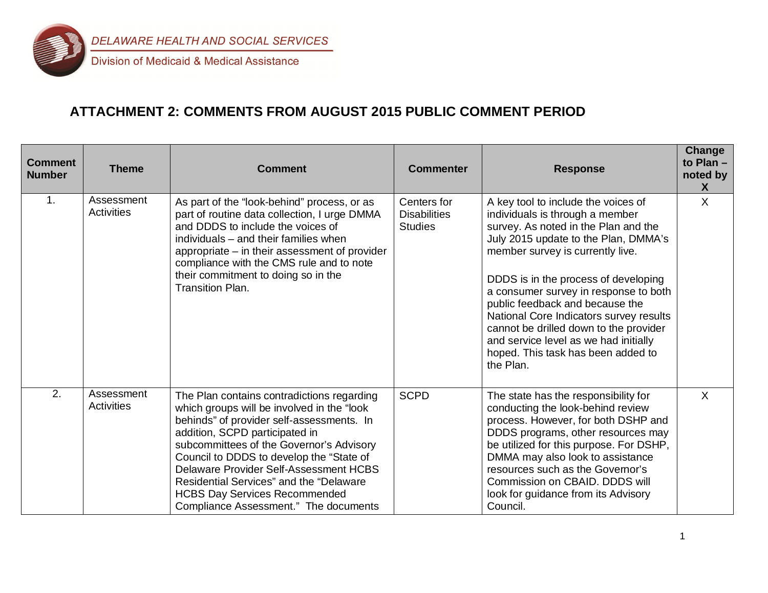DELAWARE HEALTH AND SOCIAL SERVICES

Division of Medicaid & Medical Assistance

# ATTACHMENT 2: COMMENTS FROM AUGUST 2015 PUBLIC COMMENT PERIOD

| Comment Number | Theme | Comment | Commenter | Response | Change to Plan – noted by X |
|---|---|---|---|---|---|
| 1. | Assessment Activities | As part of the "look-behind" process, or as part of routine data collection, I urge DMMA and DDDS to include the voices of individuals – and their families when appropriate – in their assessment of provider compliance with the CMS rule and to note their commitment to doing so in the Transition Plan. | Centers for Disabilities Studies | A key tool to include the voices of individuals is through a member survey. As noted in the Plan and the July 2015 update to the Plan, DMMA's member survey is currently live.<br><br>DDDS is in the process of developing a consumer survey in response to both public feedback and because the National Core Indicators survey results cannot be drilled down to the provider and service level as we had initially hoped. This task has been added to the Plan. | X |
| 2. | Assessment Activities | The Plan contains contradictions regarding which groups will be involved in the "look behinds" of provider self-assessments. In addition, SCPD participated in subcommittees of the Governor's Advisory Council to DDDS to develop the "State of Delaware Provider Self-Assessment HCBS Residential Services" and the "Delaware HCBS Day Services Recommended Compliance Assessment." The documents | SCPD | The state has the responsibility for conducting the look-behind review process. However, for both DSHP and DDDS programs, other resources may be utilized for this purpose. For DSHP, DMMA may also look to assistance resources such as the Governor's Commission on CBAID. DDDS will look for guidance from its Advisory Council. | X |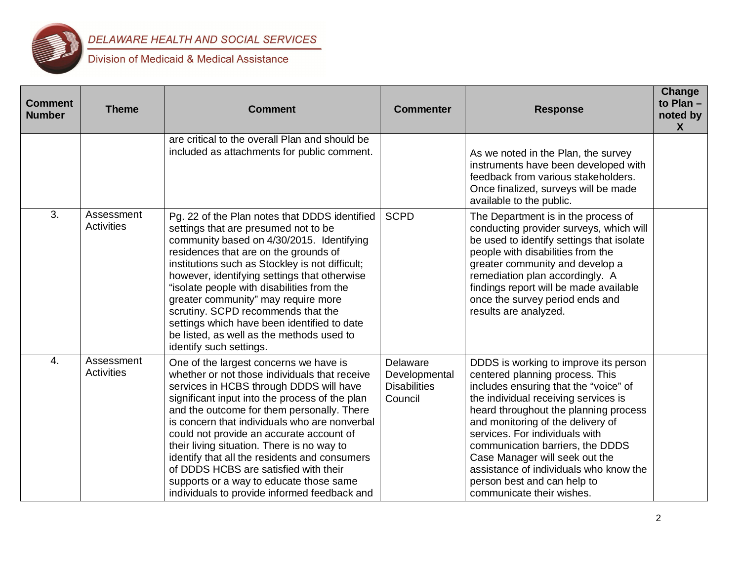| Comment Number | Theme | Comment | Commenter | Response | Change to Plan – noted by X |
|---|---|---|---|---|---|
| | | are critical to the overall Plan and should be included as attachments for public comment. | | As we noted in the Plan, the survey instruments have been developed with feedback from various stakeholders. Once finalized, surveys will be made available to the public. | |
| 3. | Assessment Activities | Pg. 22 of the Plan notes that DDDS identified settings that are presumed not to be community based on 4/30/2015. Identifying residences that are on the grounds of institutions such as Stockley is not difficult; however, identifying settings that otherwise "isolate people with disabilities from the greater community" may require more scrutiny. SCPD recommends that the settings which have been identified to date be listed, as well as the methods used to identify such settings. | SCPD | The Department is in the process of conducting provider surveys, which will be used to identify settings that isolate people with disabilities from the greater community and develop a remediation plan accordingly. A findings report will be made available once the survey period ends and results are analyzed. | |
| 4. | Assessment Activities | One of the largest concerns we have is whether or not those individuals that receive services in HCBS through DDDS will have significant input into the process of the plan and the outcome for them personally. There is concern that individuals who are nonverbal could not provide an accurate account of their living situation. There is no way to identify that all the residents and consumers of DDDS HCBS are satisfied with their supports or a way to educate those same individuals to provide informed feedback and | Delaware Developmental Disabilities Council | DDDS is working to improve its person centered planning process. This includes ensuring that the "voice" of the individual receiving services is heard throughout the planning process and monitoring of the delivery of services. For individuals with communication barriers, the DDDS Case Manager will seek out the assistance of individuals who know the person best and can help to communicate their wishes. | |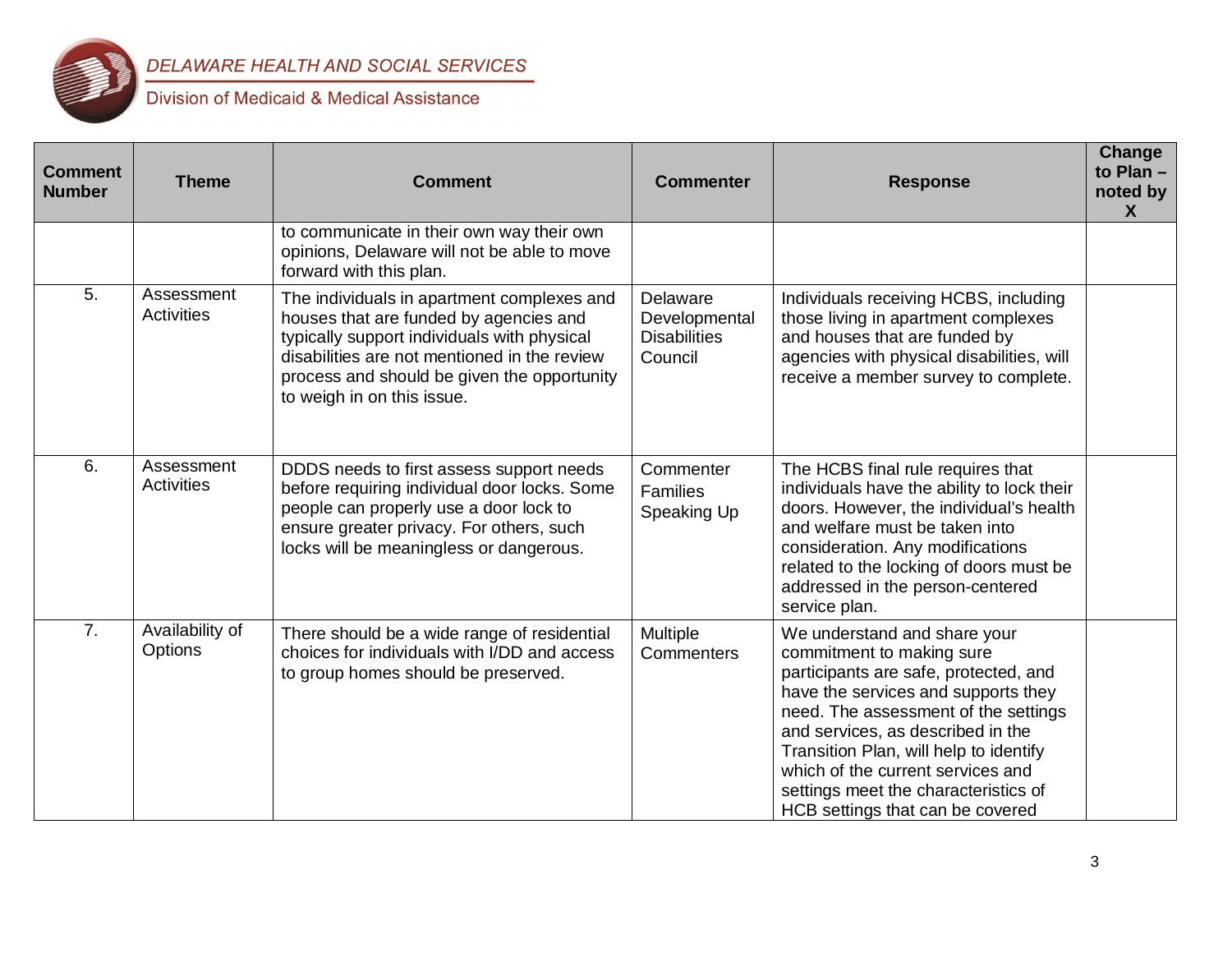| Comment Number | Theme | Comment | Commenter | Response | Change to Plan – noted by X |
|---|---|---|---|---|---|
| | | to communicate in their own way their own opinions, Delaware will not be able to move forward with this plan. | | | |
| 5. | Assessment Activities | The individuals in apartment complexes and houses that are funded by agencies and typically support individuals with physical disabilities are not mentioned in the review process and should be given the opportunity to weigh in on this issue. | Delaware Developmental Disabilities Council | Individuals receiving HCBS, including those living in apartment complexes and houses that are funded by agencies with physical disabilities, will receive a member survey to complete. | |
| 6. | Assessment Activities | DDDS needs to first assess support needs before requiring individual door locks. Some people can properly use a door lock to ensure greater privacy. For others, such locks will be meaningless or dangerous. | Commenter Families Speaking Up | The HCBS final rule requires that individuals have the ability to lock their doors. However, the individual's health and welfare must be taken into consideration. Any modifications related to the locking of doors must be addressed in the person-centered service plan. | |
| 7. | Availability of Options | There should be a wide range of residential choices for individuals with I/DD and access to group homes should be preserved. | Multiple Commenters | We understand and share your commitment to making sure participants are safe, protected, and have the services and supports they need. The assessment of the settings and services, as described in the Transition Plan, will help to identify which of the current services and settings meet the characteristics of HCB settings that can be covered | |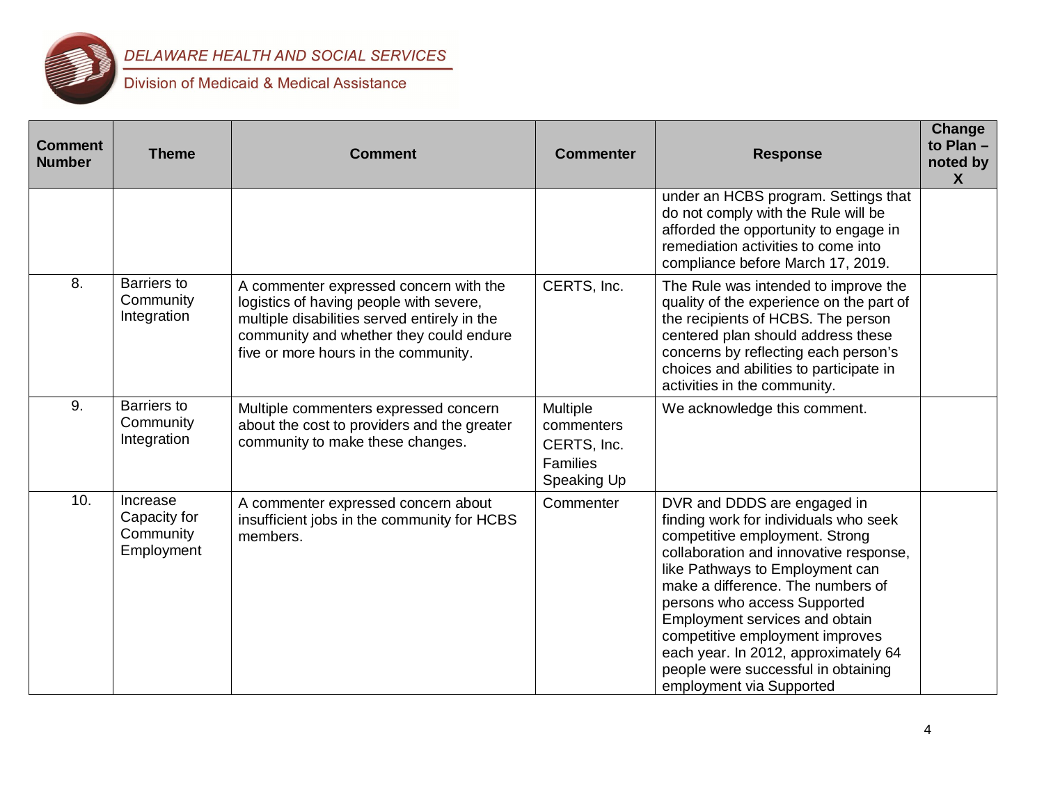| Comment Number | Theme | Comment | Commenter | Response | Change to Plan – noted by X |
|---|---|---|---|---|---|
| | | | | under an HCBS program. Settings that do not comply with the Rule will be afforded the opportunity to engage in remediation activities to come into compliance before March 17, 2019. | |
| 8. | Barriers to Community Integration | A commenter expressed concern with the logistics of having people with severe, multiple disabilities served entirely in the community and whether they could endure five or more hours in the community. | CERTS, Inc. | The Rule was intended to improve the quality of the experience on the part of the recipients of HCBS. The person centered plan should address these concerns by reflecting each person's choices and abilities to participate in activities in the community. | |
| 9. | Barriers to Community Integration | Multiple commenters expressed concern about the cost to providers and the greater community to make these changes. | Multiple commenters CERTS, Inc. Families Speaking Up | We acknowledge this comment. | |
| 10. | Increase Capacity for Community Employment | A commenter expressed concern about insufficient jobs in the community for HCBS members. | Commenter | DVR and DDDS are engaged in finding work for individuals who seek competitive employment. Strong collaboration and innovative response, like Pathways to Employment can make a difference. The numbers of persons who access Supported Employment services and obtain competitive employment improves each year. In 2012, approximately 64 people were successful in obtaining employment via Supported | |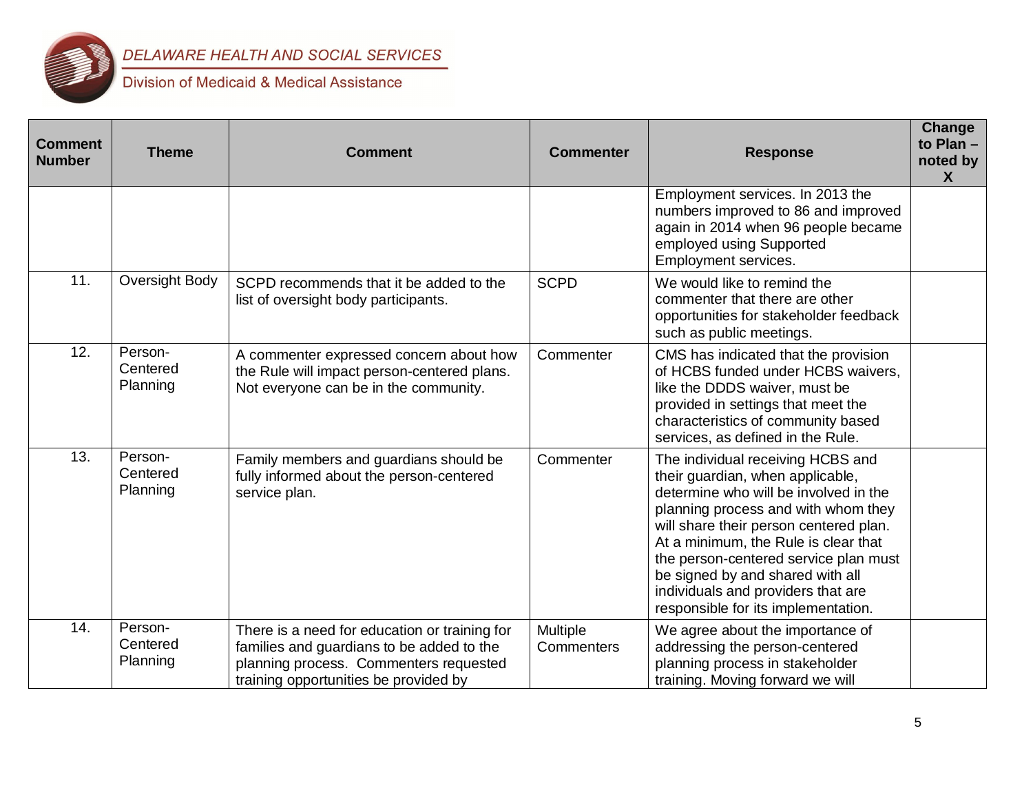| Comment Number | Theme | Comment | Commenter | Response | Change to Plan – noted by X |
|---|---|---|---|---|---|
| | | | | Employment services. In 2013 the numbers improved to 86 and improved again in 2014 when 96 people became employed using Supported Employment services. | |
| 11. | Oversight Body | SCPD recommends that it be added to the list of oversight body participants. | SCPD | We would like to remind the commenter that there are other opportunities for stakeholder feedback such as public meetings. | |
| 12. | Person-Centered Planning | A commenter expressed concern about how the Rule will impact person-centered plans. Not everyone can be in the community. | Commenter | CMS has indicated that the provision of HCBS funded under HCBS waivers, like the DDDS waiver, must be provided in settings that meet the characteristics of community based services, as defined in the Rule. | |
| 13. | Person-Centered Planning | Family members and guardians should be fully informed about the person-centered service plan. | Commenter | The individual receiving HCBS and their guardian, when applicable, determine who will be involved in the planning process and with whom they will share their person centered plan. At a minimum, the Rule is clear that the person-centered service plan must be signed by and shared with all individuals and providers that are responsible for its implementation. | |
| 14. | Person-Centered Planning | There is a need for education or training for families and guardians to be added to the planning process. Commenters requested training opportunities be provided by | Multiple Commenters | We agree about the importance of addressing the person-centered planning process in stakeholder training. Moving forward we will | |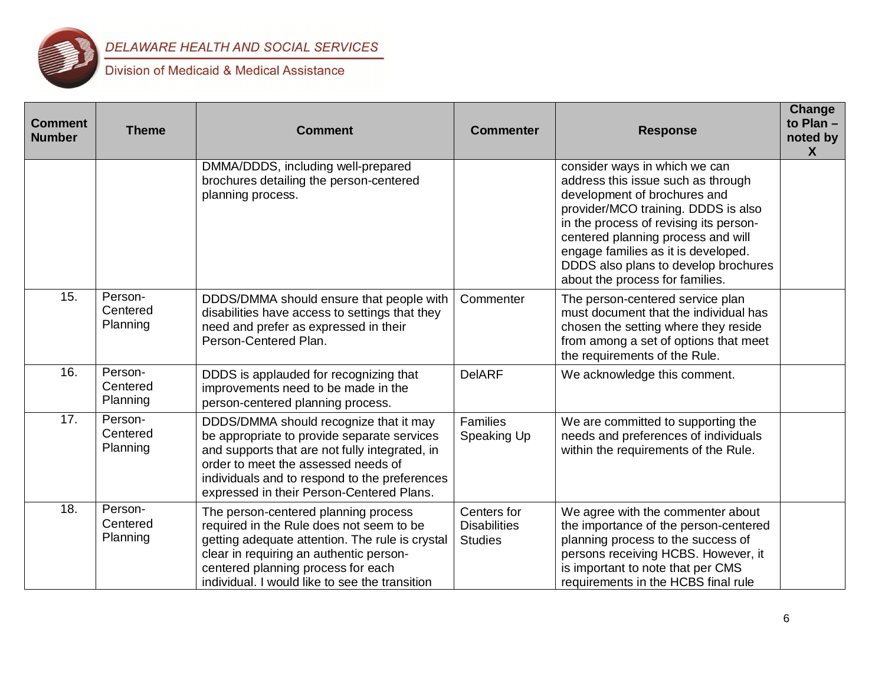| Comment Number | Theme | Comment | Commenter | Response | Change to Plan – noted by X |
|---|---|---|---|---|---|
| | | DMMA/DDDS, including well-prepared brochures detailing the person-centered planning process. | | consider ways in which we can address this issue such as through development of brochures and provider/MCO training. DDDS is also in the process of revising its person-centered planning process and will engage families as it is developed. DDDS also plans to develop brochures about the process for families. | |
| 15. | Person-Centered Planning | DDDS/DMMA should ensure that people with disabilities have access to settings that they need and prefer as expressed in their Person-Centered Plan. | Commenter | The person-centered service plan must document that the individual has chosen the setting where they reside from among a set of options that meet the requirements of the Rule. | |
| 16. | Person-Centered Planning | DDDS is applauded for recognizing that improvements need to be made in the person-centered planning process. | DelARF | We acknowledge this comment. | |
| 17. | Person-Centered Planning | DDDS/DMMA should recognize that it may be appropriate to provide separate services and supports that are not fully integrated, in order to meet the assessed needs of individuals and to respond to the preferences expressed in their Person-Centered Plans. | Families Speaking Up | We are committed to supporting the needs and preferences of individuals within the requirements of the Rule. | |
| 18. | Person-Centered Planning | The person-centered planning process required in the Rule does not seem to be getting adequate attention. The rule is crystal clear in requiring an authentic person-centered planning process for each individual. I would like to see the transition | Centers for Disabilities Studies | We agree with the commenter about the importance of the person-centered planning process to the success of persons receiving HCBS. However, it is important to note that per CMS requirements in the HCBS final rule | |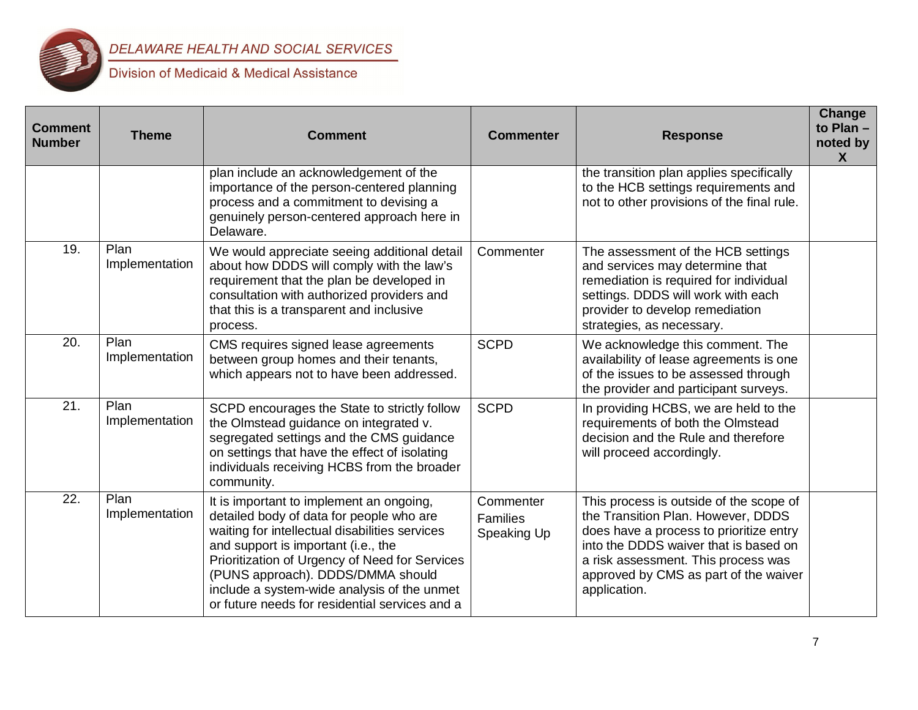| Comment Number | Theme | Comment | Commenter | Response | Change to Plan – noted by X |
|---|---|---|---|---|---|
| | | plan include an acknowledgement of the importance of the person-centered planning process and a commitment to devising a genuinely person-centered approach here in Delaware. | | the transition plan applies specifically to the HCB settings requirements and not to other provisions of the final rule. | |
| 19. | Plan Implementation | We would appreciate seeing additional detail about how DDDS will comply with the law's requirement that the plan be developed in consultation with authorized providers and that this is a transparent and inclusive process. | Commenter | The assessment of the HCB settings and services may determine that remediation is required for individual settings. DDDS will work with each provider to develop remediation strategies, as necessary. | |
| 20. | Plan Implementation | CMS requires signed lease agreements between group homes and their tenants, which appears not to have been addressed. | SCPD | We acknowledge this comment. The availability of lease agreements is one of the issues to be assessed through the provider and participant surveys. | |
| 21. | Plan Implementation | SCPD encourages the State to strictly follow the Olmstead guidance on integrated v. segregated settings and the CMS guidance on settings that have the effect of isolating individuals receiving HCBS from the broader community. | SCPD | In providing HCBS, we are held to the requirements of both the Olmstead decision and the Rule and therefore will proceed accordingly. | |
| 22. | Plan Implementation | It is important to implement an ongoing, detailed body of data for people who are waiting for intellectual disabilities services and support is important (i.e., the Prioritization of Urgency of Need for Services (PUNS approach). DDDS/DMMA should include a system-wide analysis of the unmet or future needs for residential services and a | Commenter Families Speaking Up | This process is outside of the scope of the Transition Plan. However, DDDS does have a process to prioritize entry into the DDDS waiver that is based on a risk assessment. This process was approved by CMS as part of the waiver application. | |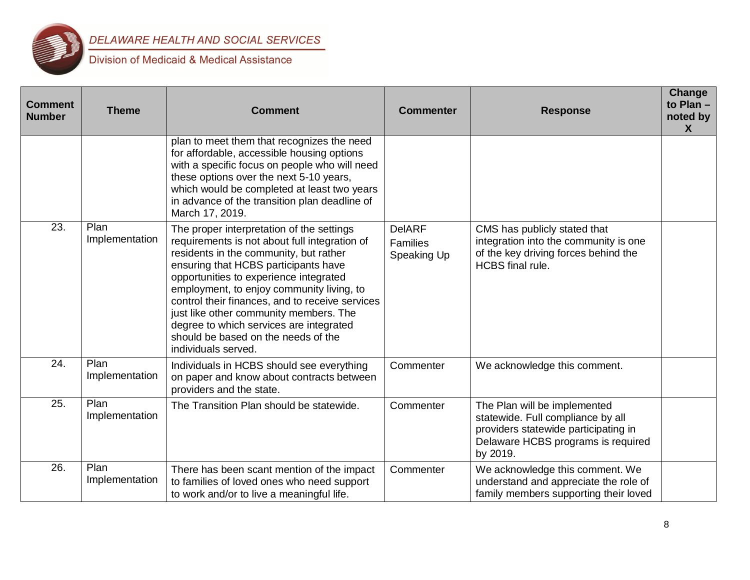| Comment Number | Theme | Comment | Commenter | Response | Change to Plan – noted by X |
|---|---|---|---|---|---|
| | | plan to meet them that recognizes the need for affordable, accessible housing options with a specific focus on people who will need these options over the next 5-10 years, which would be completed at least two years in advance of the transition plan deadline of March 17, 2019. | | | |
| 23. | Plan Implementation | The proper interpretation of the settings requirements is not about full integration of residents in the community, but rather ensuring that HCBS participants have opportunities to experience integrated employment, to enjoy community living, to control their finances, and to receive services just like other community members. The degree to which services are integrated should be based on the needs of the individuals served. | DelARF Families Speaking Up | CMS has publicly stated that integration into the community is one of the key driving forces behind the HCBS final rule. | |
| 24. | Plan Implementation | Individuals in HCBS should see everything on paper and know about contracts between providers and the state. | Commenter | We acknowledge this comment. | |
| 25. | Plan Implementation | The Transition Plan should be statewide. | Commenter | The Plan will be implemented statewide. Full compliance by all providers statewide participating in Delaware HCBS programs is required by 2019. | |
| 26. | Plan Implementation | There has been scant mention of the impact to families of loved ones who need support to work and/or to live a meaningful life. | Commenter | We acknowledge this comment. We understand and appreciate the role of family members supporting their loved | |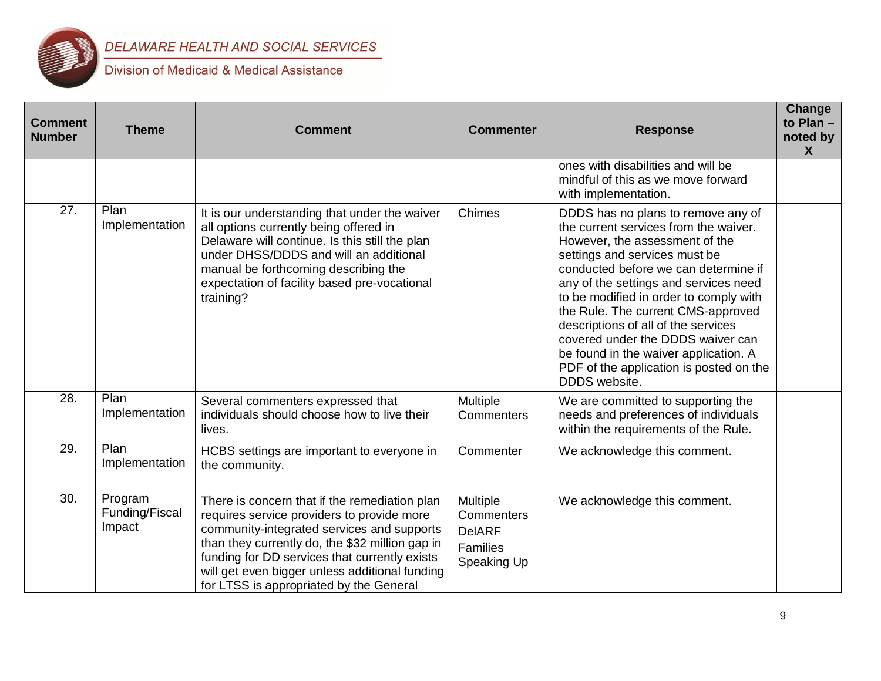| Comment Number | Theme | Comment | Commenter | Response | Change to Plan – noted by X |
|---|---|---|---|---|---|
| | | | | ones with disabilities and will be mindful of this as we move forward with implementation. | |
| 27. | Plan Implementation | It is our understanding that under the waiver all options currently being offered in Delaware will continue. Is this still the plan under DHSS/DDDS and will an additional manual be forthcoming describing the expectation of facility based pre-vocational training? | Chimes | DDDS has no plans to remove any of the current services from the waiver. However, the assessment of the settings and services must be conducted before we can determine if any of the settings and services need to be modified in order to comply with the Rule. The current CMS-approved descriptions of all of the services covered under the DDDS waiver can be found in the waiver application. A PDF of the application is posted on the DDDS website. | |
| 28. | Plan Implementation | Several commenters expressed that individuals should choose how to live their lives. | Multiple Commenters | We are committed to supporting the needs and preferences of individuals within the requirements of the Rule. | |
| 29. | Plan Implementation | HCBS settings are important to everyone in the community. | Commenter | We acknowledge this comment. | |
| 30. | Program Funding/Fiscal Impact | There is concern that if the remediation plan requires service providers to provide more community-integrated services and supports than they currently do, the $32 million gap in funding for DD services that currently exists will get even bigger unless additional funding for LTSS is appropriated by the General | Multiple Commenters<br>DelARF<br>Families Speaking Up | We acknowledge this comment. | |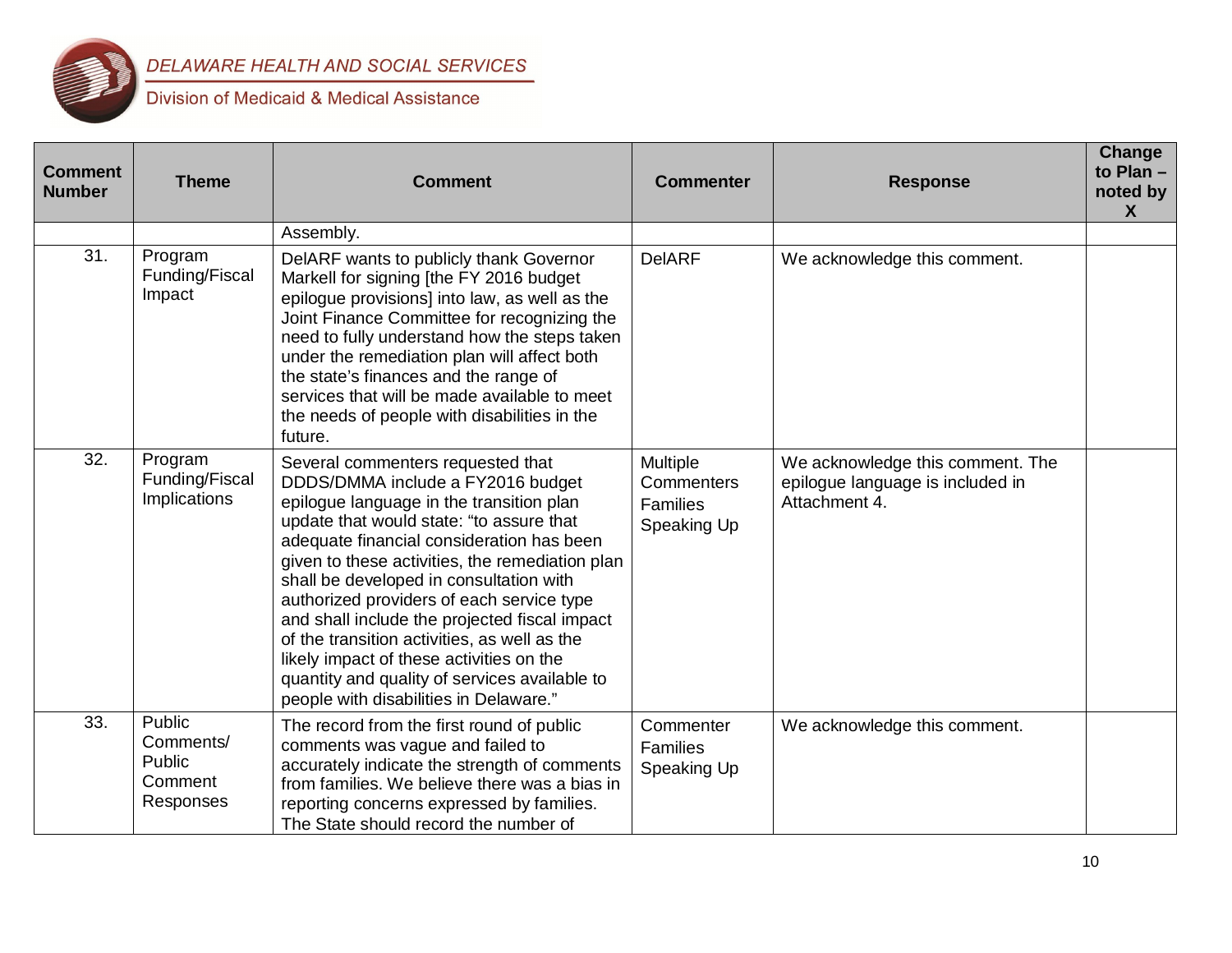| Comment Number | Theme | Comment | Commenter | Response | Change to Plan – noted by X |
|---|---|---|---|---|---|
| | | Assembly. | | | |
| 31. | Program Funding/Fiscal Impact | DelARF wants to publicly thank Governor Markell for signing [the FY 2016 budget epilogue provisions] into law, as well as the Joint Finance Committee for recognizing the need to fully understand how the steps taken under the remediation plan will affect both the state's finances and the range of services that will be made available to meet the needs of people with disabilities in the future. | DelARF | We acknowledge this comment. | |
| 32. | Program Funding/Fiscal Implications | Several commenters requested that DDDS/DMMA include a FY2016 budget epilogue language in the transition plan update that would state: "to assure that adequate financial consideration has been given to these activities, the remediation plan shall be developed in consultation with authorized providers of each service type and shall include the projected fiscal impact of the transition activities, as well as the likely impact of these activities on the quantity and quality of services available to people with disabilities in Delaware." | Multiple Commenters Families Speaking Up | We acknowledge this comment. The epilogue language is included in Attachment 4. | |
| 33. | Public Comments/ Public Comment Responses | The record from the first round of public comments was vague and failed to accurately indicate the strength of comments from families. We believe there was a bias in reporting concerns expressed by families. The State should record the number of | Commenter Families Speaking Up | We acknowledge this comment. | |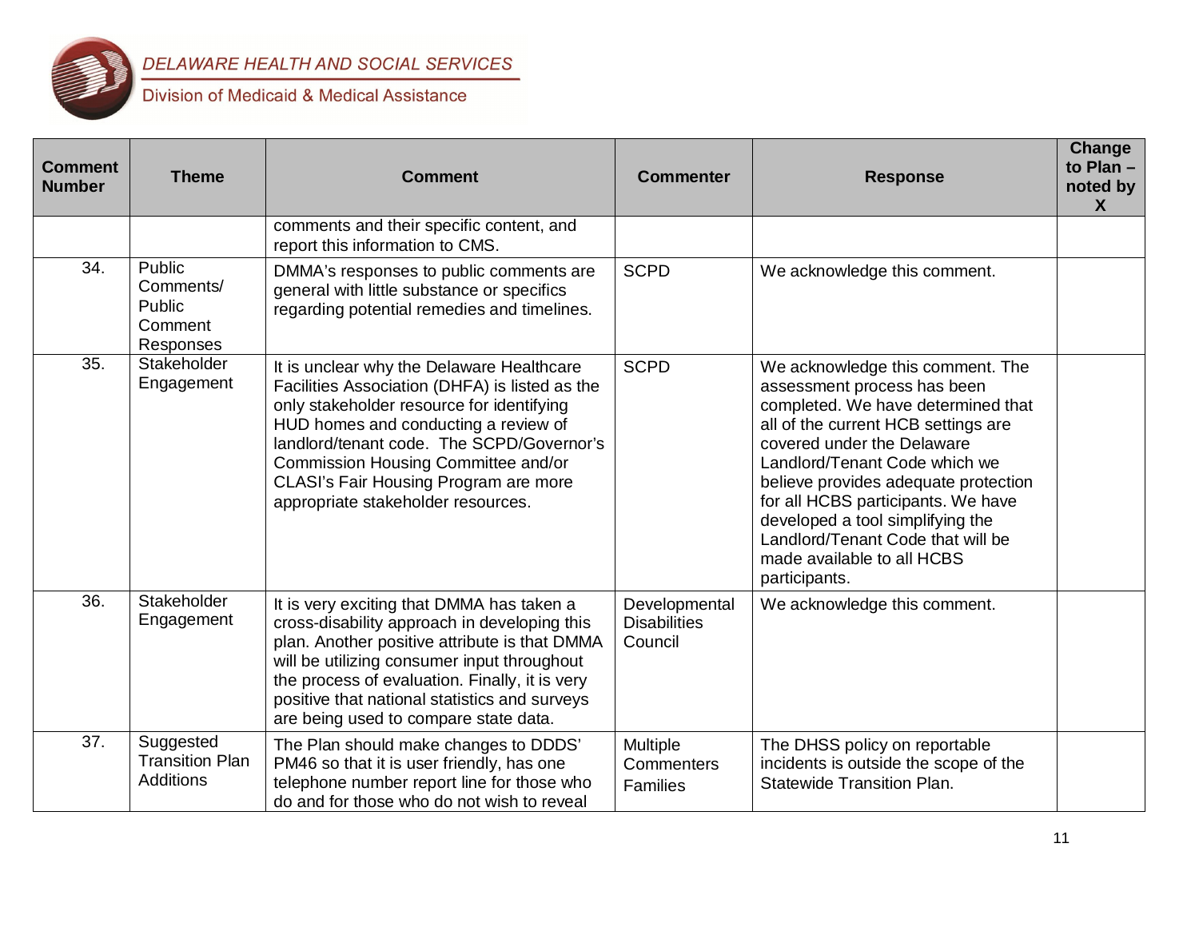| Comment Number | Theme | Comment | Commenter | Response | Change to Plan – noted by X |
|---|---|---|---|---|---|
| | | comments and their specific content, and report this information to CMS. | | | |
| 34. | Public Comments/ Public Comment Responses | DMMA's responses to public comments are general with little substance or specifics regarding potential remedies and timelines. | SCPD | We acknowledge this comment. | |
| 35. | Stakeholder Engagement | It is unclear why the Delaware Healthcare Facilities Association (DHFA) is listed as the only stakeholder resource for identifying HUD homes and conducting a review of landlord/tenant code. The SCPD/Governor's Commission Housing Committee and/or CLASI's Fair Housing Program are more appropriate stakeholder resources. | SCPD | We acknowledge this comment. The assessment process has been completed. We have determined that all of the current HCB settings are covered under the Delaware Landlord/Tenant Code which we believe provides adequate protection for all HCBS participants. We have developed a tool simplifying the Landlord/Tenant Code that will be made available to all HCBS participants. | |
| 36. | Stakeholder Engagement | It is very exciting that DMMA has taken a cross-disability approach in developing this plan. Another positive attribute is that DMMA will be utilizing consumer input throughout the process of evaluation. Finally, it is very positive that national statistics and surveys are being used to compare state data. | Developmental Disabilities Council | We acknowledge this comment. | |
| 37. | Suggested Transition Plan Additions | The Plan should make changes to DDDS' PM46 so that it is user friendly, has one telephone number report line for those who do and for those who do not wish to reveal | Multiple Commenters Families | The DHSS policy on reportable incidents is outside the scope of the Statewide Transition Plan. | |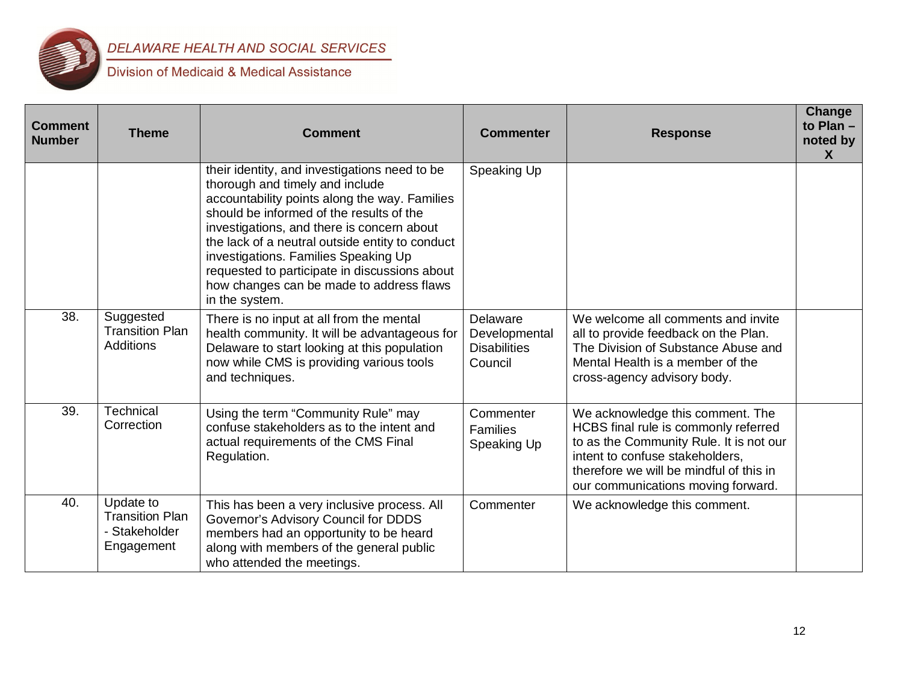| Comment Number | Theme | Comment | Commenter | Response | Change to Plan – noted by X |
|---|---|---|---|---|---|
| | | their identity, and investigations need to be thorough and timely and include accountability points along the way. Families should be informed of the results of the investigations, and there is concern about the lack of a neutral outside entity to conduct investigations. Families Speaking Up requested to participate in discussions about how changes can be made to address flaws in the system. | Speaking Up | | |
| 38. | Suggested Transition Plan Additions | There is no input at all from the mental health community. It will be advantageous for Delaware to start looking at this population now while CMS is providing various tools and techniques. | Delaware Developmental Disabilities Council | We welcome all comments and invite all to provide feedback on the Plan. The Division of Substance Abuse and Mental Health is a member of the cross-agency advisory body. | |
| 39. | Technical Correction | Using the term "Community Rule" may confuse stakeholders as to the intent and actual requirements of the CMS Final Regulation. | Commenter Families Speaking Up | We acknowledge this comment. The HCBS final rule is commonly referred to as the Community Rule. It is not our intent to confuse stakeholders, therefore we will be mindful of this in our communications moving forward. | |
| 40. | Update to Transition Plan - Stakeholder Engagement | This has been a very inclusive process. All Governor's Advisory Council for DDDS members had an opportunity to be heard along with members of the general public who attended the meetings. | Commenter | We acknowledge this comment. | |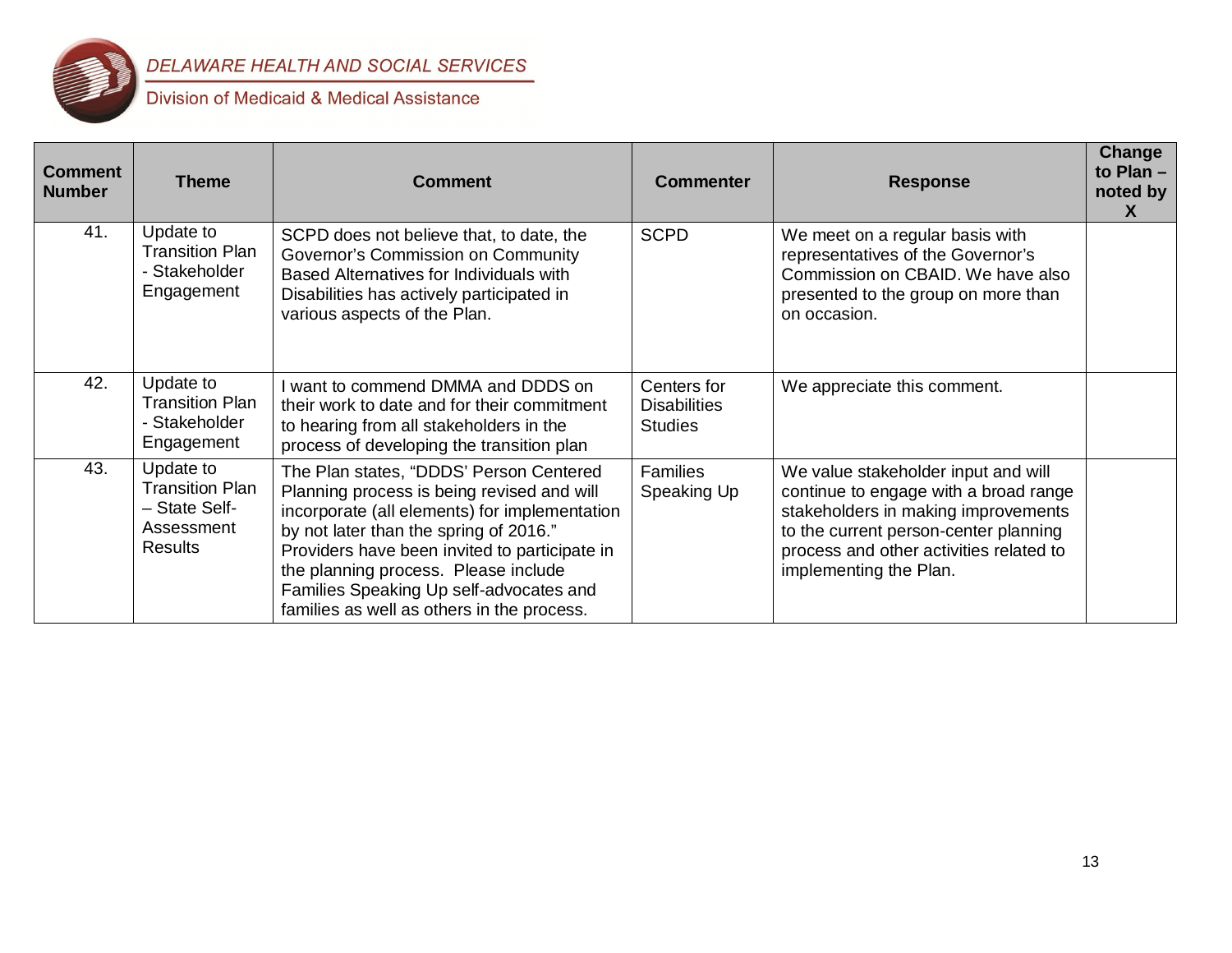DELAWARE HEALTH AND SOCIAL SERVICES

Division of Medicaid & Medical Assistance

| Comment Number | Theme | Comment | Commenter | Response | Change to Plan – noted by X |
|---|---|---|---|---|---|
| 41. | Update to Transition Plan - Stakeholder Engagement | SCPD does not believe that, to date, the Governor's Commission on Community Based Alternatives for Individuals with Disabilities has actively participated in various aspects of the Plan. | SCPD | We meet on a regular basis with representatives of the Governor's Commission on CBAID. We have also presented to the group on more than on occasion. | |
| 42. | Update to Transition Plan - Stakeholder Engagement | I want to commend DMMA and DDDS on their work to date and for their commitment to hearing from all stakeholders in the process of developing the transition plan | Centers for Disabilities Studies | We appreciate this comment. | |
| 43. | Update to Transition Plan – State Self-Assessment Results | The Plan states, "DDDS' Person Centered Planning process is being revised and will incorporate (all elements) for implementation by not later than the spring of 2016." Providers have been invited to participate in the planning process. Please include Families Speaking Up self-advocates and families as well as others in the process. | Families Speaking Up | We value stakeholder input and will continue to engage with a broad range stakeholders in making improvements to the current person-center planning process and other activities related to implementing the Plan. | |